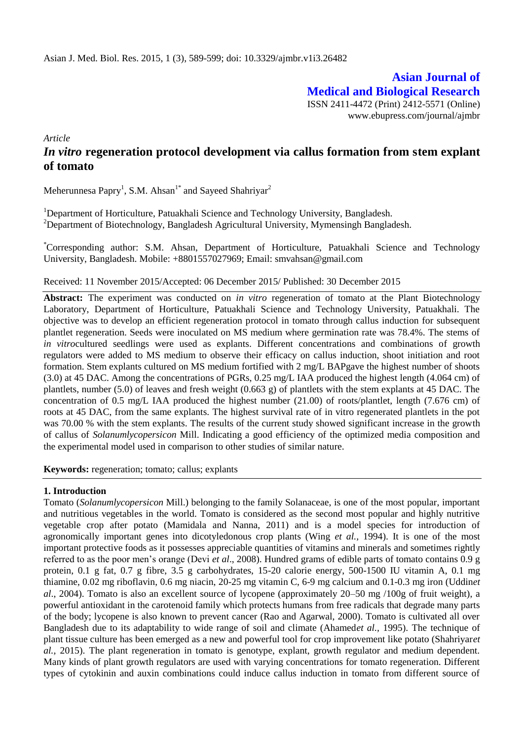*Article*

# *In vitro* regeneration protocol development via callus formation from stem explant of tomato

Meherunnesa Papry[1], S.M. Ahsan[1*] and Sayeed Shahriyar[2]

[1]Department of Horticulture, Patuakhali Science and Technology University, Bangladesh.
[2]Department of Biotechnology, Bangladesh Agricultural University, Mymensingh Bangladesh.

[*]Corresponding author: S.M. Ahsan, Department of Horticulture, Patuakhali Science and Technology University, Bangladesh. Mobile: +8801557027969; Email: smvahsan@gmail.com

Received: 11 November 2015/Accepted: 06 December 2015/ Published: 30 December 2015

**Abstract:** The experiment was conducted on *in vitro* regeneration of tomato at the Plant Biotechnology Laboratory, Department of Horticulture, Patuakhali Science and Technology University, Patuakhali. The objective was to develop an efficient regeneration protocol in tomato through callus induction for subsequent plantlet regeneration. Seeds were inoculated on MS medium where germination rate was 78.4%. The stems of *in vitro*cultured seedlings were used as explants. Different concentrations and combinations of growth regulators were added to MS medium to observe their efficacy on callus induction, shoot initiation and root formation. Stem explants cultured on MS medium fortified with 2 mg/L BAPgave the highest number of shoots (3.0) at 45 DAC. Among the concentrations of PGRs, 0.25 mg/L IAA produced the highest length (4.064 cm) of plantlets, number (5.0) of leaves and fresh weight (0.663 g) of plantlets with the stem explants at 45 DAC. The concentration of 0.5 mg/L IAA produced the highest number (21.00) of roots/plantlet, length (7.676 cm) of roots at 45 DAC, from the same explants. The highest survival rate of in vitro regenerated plantlets in the pot was 70.00 % with the stem explants. The results of the current study showed significant increase in the growth of callus of *Solanumlycopersicon* Mill. Indicating a good efficiency of the optimized media composition and the experimental model used in comparison to other studies of similar nature.

**Keywords:** regeneration; tomato; callus; explants

## 1. Introduction

Tomato (*Solanumlycopersicon* Mill.) belonging to the family Solanaceae, is one of the most popular, important and nutritious vegetables in the world. Tomato is considered as the second most popular and highly nutritive vegetable crop after potato (Mamidala and Nanna, 2011) and is a model species for introduction of agronomically important genes into dicotyledonous crop plants (Wing *et al.*, 1994). It is one of the most important protective foods as it possesses appreciable quantities of vitamins and minerals and sometimes rightly referred to as the poor men's orange (Devi *et al*., 2008). Hundred grams of edible parts of tomato contains 0.9 g protein, 0.1 g fat, 0.7 g fibre, 3.5 g carbohydrates, 15-20 calorie energy, 500-1500 IU vitamin A, 0.1 mg thiamine, 0.02 mg riboflavin, 0.6 mg niacin, 20-25 mg vitamin C, 6-9 mg calcium and 0.1-0.3 mg iron (Uddin*et al*., 2004). Tomato is also an excellent source of lycopene (approximately 20–50 mg /100g of fruit weight), a powerful antioxidant in the carotenoid family which protects humans from free radicals that degrade many parts of the body; lycopene is also known to prevent cancer (Rao and Agarwal, 2000). Tomato is cultivated all over Bangladesh due to its adaptability to wide range of soil and climate (Ahamed*et al.,* 1995). The technique of plant tissue culture has been emerged as a new and powerful tool for crop improvement like potato (Shahriyar*et al.,* 2015). The plant regeneration in tomato is genotype, explant, growth regulator and medium dependent. Many kinds of plant growth regulators are used with varying concentrations for tomato regeneration. Different types of cytokinin and auxin combinations could induce callus induction in tomato from different source of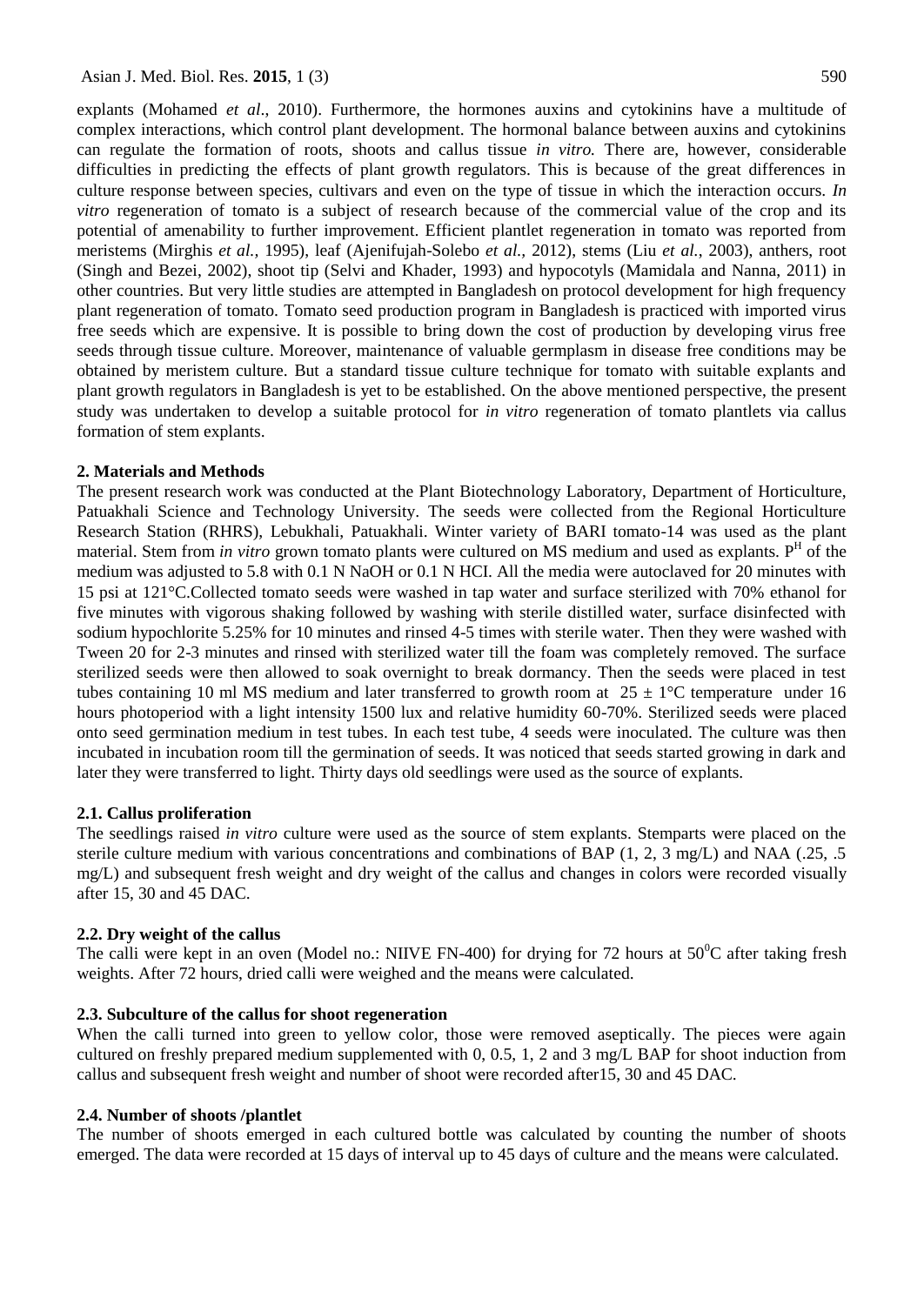explants (Mohamed *et al*., 2010). Furthermore, the hormones auxins and cytokinins have a multitude of complex interactions, which control plant development. The hormonal balance between auxins and cytokinins can regulate the formation of roots, shoots and callus tissue *in vitro.* There are, however, considerable difficulties in predicting the effects of plant growth regulators. This is because of the great differences in culture response between species, cultivars and even on the type of tissue in which the interaction occurs. *In vitro* regeneration of tomato is a subject of research because of the commercial value of the crop and its potential of amenability to further improvement. Efficient plantlet regeneration in tomato was reported from meristems (Mirghis *et al.,* 1995), leaf (Ajenifujah-Solebo *et al.,* 2012), stems (Liu *et al.,* 2003), anthers, root (Singh and Bezei, 2002), shoot tip (Selvi and Khader, 1993) and hypocotyls (Mamidala and Nanna, 2011) in other countries. But very little studies are attempted in Bangladesh on protocol development for high frequency plant regeneration of tomato. Tomato seed production program in Bangladesh is practiced with imported virus free seeds which are expensive. It is possible to bring down the cost of production by developing virus free seeds through tissue culture. Moreover, maintenance of valuable germplasm in disease free conditions may be obtained by meristem culture. But a standard tissue culture technique for tomato with suitable explants and plant growth regulators in Bangladesh is yet to be established. On the above mentioned perspective, the present study was undertaken to develop a suitable protocol for *in vitro* regeneration of tomato plantlets via callus formation of stem explants.

## 2. Materials and Methods

The present research work was conducted at the Plant Biotechnology Laboratory, Department of Horticulture, Patuakhali Science and Technology University. The seeds were collected from the Regional Horticulture Research Station (RHRS), Lebukhali, Patuakhali. Winter variety of BARI tomato-14 was used as the plant material. Stem from *in vitro* grown tomato plants were cultured on MS medium and used as explants. $P^H$ of the medium was adjusted to 5.8 with 0.1 N NaOH or 0.1 N HCI. All the media were autoclaved for 20 minutes with 15 psi at 121°C.Collected tomato seeds were washed in tap water and surface sterilized with 70% ethanol for five minutes with vigorous shaking followed by washing with sterile distilled water, surface disinfected with sodium hypochlorite 5.25% for 10 minutes and rinsed 4-5 times with sterile water. Then they were washed with Tween 20 for 2-3 minutes and rinsed with sterilized water till the foam was completely removed. The surface sterilized seeds were then allowed to soak overnight to break dormancy. Then the seeds were placed in test tubes containing 10 ml MS medium and later transferred to growth room at $25 \pm 1$°C temperature under 16 hours photoperiod with a light intensity 1500 lux and relative humidity 60-70%. Sterilized seeds were placed onto seed germination medium in test tubes. In each test tube, 4 seeds were inoculated. The culture was then incubated in incubation room till the germination of seeds. It was noticed that seeds started growing in dark and later they were transferred to light. Thirty days old seedlings were used as the source of explants.

### 2.1. Callus proliferation

The seedlings raised *in vitro* culture were used as the source of stem explants. Stemparts were placed on the sterile culture medium with various concentrations and combinations of BAP (1, 2, 3 mg/L) and NAA (.25, .5 mg/L) and subsequent fresh weight and dry weight of the callus and changes in colors were recorded visually after 15, 30 and 45 DAC.

### 2.2. Dry weight of the callus

The calli were kept in an oven (Model no.: NIIVE FN-400) for drying for 72 hours at $50^0$C after taking fresh weights. After 72 hours, dried calli were weighed and the means were calculated.

### 2.3. Subculture of the callus for shoot regeneration

When the calli turned into green to yellow color, those were removed aseptically. The pieces were again cultured on freshly prepared medium supplemented with 0, 0.5, 1, 2 and 3 mg/L BAP for shoot induction from callus and subsequent fresh weight and number of shoot were recorded after15, 30 and 45 DAC.

### 2.4. Number of shoots /plantlet

The number of shoots emerged in each cultured bottle was calculated by counting the number of shoots emerged. The data were recorded at 15 days of interval up to 45 days of culture and the means were calculated.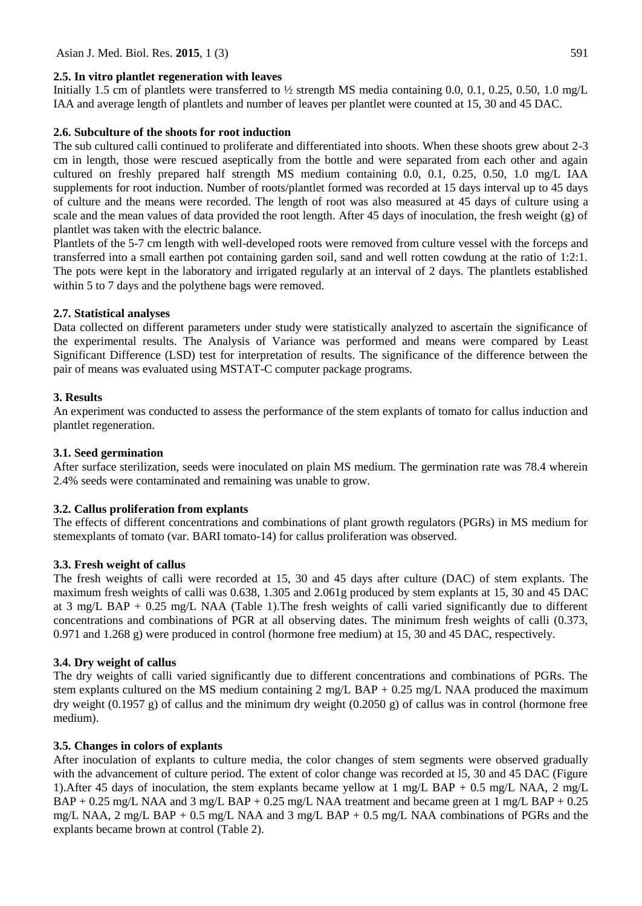### 2.5. In vitro plantlet regeneration with leaves

Initially 1.5 cm of plantlets were transferred to ½ strength MS media containing 0.0, 0.1, 0.25, 0.50, 1.0 mg/L IAA and average length of plantlets and number of leaves per plantlet were counted at 15, 30 and 45 DAC.

### 2.6. Subculture of the shoots for root induction

The sub cultured calli continued to proliferate and differentiated into shoots. When these shoots grew about 2-3 cm in length, those were rescued aseptically from the bottle and were separated from each other and again cultured on freshly prepared half strength MS medium containing 0.0, 0.1, 0.25, 0.50, 1.0 mg/L IAA supplements for root induction. Number of roots/plantlet formed was recorded at 15 days interval up to 45 days of culture and the means were recorded. The length of root was also measured at 45 days of culture using a scale and the mean values of data provided the root length. After 45 days of inoculation, the fresh weight (g) of plantlet was taken with the electric balance.

Plantlets of the 5-7 cm length with well-developed roots were removed from culture vessel with the forceps and transferred into a small earthen pot containing garden soil, sand and well rotten cowdung at the ratio of 1:2:1. The pots were kept in the laboratory and irrigated regularly at an interval of 2 days. The plantlets established within 5 to 7 days and the polythene bags were removed.

### 2.7. Statistical analyses

Data collected on different parameters under study were statistically analyzed to ascertain the significance of the experimental results. The Analysis of Variance was performed and means were compared by Least Significant Difference (LSD) test for interpretation of results. The significance of the difference between the pair of means was evaluated using MSTAT-C computer package programs.

## 3. Results

An experiment was conducted to assess the performance of the stem explants of tomato for callus induction and plantlet regeneration.

### 3.1. Seed germination

After surface sterilization, seeds were inoculated on plain MS medium. The germination rate was 78.4 wherein 2.4% seeds were contaminated and remaining was unable to grow.

### 3.2. Callus proliferation from explants

The effects of different concentrations and combinations of plant growth regulators (PGRs) in MS medium for stemexplants of tomato (var. BARI tomato-14) for callus proliferation was observed.

### 3.3. Fresh weight of callus

The fresh weights of calli were recorded at 15, 30 and 45 days after culture (DAC) of stem explants. The maximum fresh weights of calli was 0.638, 1.305 and 2.061g produced by stem explants at 15, 30 and 45 DAC at 3 mg/L BAP + 0.25 mg/L NAA (Table 1).The fresh weights of calli varied significantly due to different concentrations and combinations of PGR at all observing dates. The minimum fresh weights of calli (0.373, 0.971 and 1.268 g) were produced in control (hormone free medium) at 15, 30 and 45 DAC, respectively.

### 3.4. Dry weight of callus

The dry weights of calli varied significantly due to different concentrations and combinations of PGRs. The stem explants cultured on the MS medium containing 2 mg/L BAP + 0.25 mg/L NAA produced the maximum dry weight (0.1957 g) of callus and the minimum dry weight (0.2050 g) of callus was in control (hormone free medium).

### 3.5. Changes in colors of explants

After inoculation of explants to culture media, the color changes of stem segments were observed gradually with the advancement of culture period. The extent of color change was recorded at l5, 30 and 45 DAC (Figure 1).After 45 days of inoculation, the stem explants became yellow at 1 mg/L BAP + 0.5 mg/L NAA, 2 mg/L BAP + 0.25 mg/L NAA and 3 mg/L BAP + 0.25 mg/L NAA treatment and became green at 1 mg/L BAP + 0.25 mg/L NAA, 2 mg/L BAP + 0.5 mg/L NAA and 3 mg/L BAP + 0.5 mg/L NAA combinations of PGRs and the explants became brown at control (Table 2).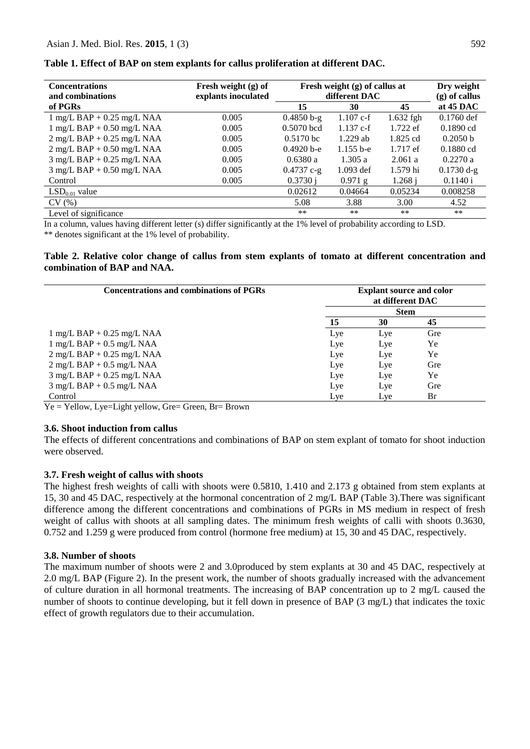**Table 1. Effect of BAP on stem explants for callus proliferation at different DAC.**

| Concentrations and combinations of PGRs | Fresh weight (g) of explants inoculated | Fresh weight (g) of callus at different DAC | | | Dry weight (g) of callus at 45 DAC |
|---|---|---|---|---|---|
| | | 15 | 30 | 45 | |
| 1 mg/L BAP + 0.25 mg/L NAA | 0.005 | 0.4850 b-g | 1.107 c-f | 1.632 fgh | 0.1760 def |
| 1 mg/L BAP + 0.50 mg/L NAA | 0.005 | 0.5070 bcd | 1.137 c-f | 1.722 ef | 0.1890 cd |
| 2 mg/L BAP + 0.25 mg/L NAA | 0.005 | 0.5170 bc | 1.229 ab | 1.825 cd | 0.2050 b |
| 2 mg/L BAP + 0.50 mg/L NAA | 0.005 | 0.4920 b-e | 1.155 b-e | 1.717 ef | 0.1880 cd |
| 3 mg/L BAP + 0.25 mg/L NAA | 0.005 | 0.6380 a | 1.305 a | 2.061 a | 0.2270 a |
| 3 mg/L BAP + 0.50 mg/L NAA | 0.005 | 0.4737 c-g | 1.093 def | 1.579 hi | 0.1730 d-g |
| Control | 0.005 | 0.3730 j | 0.971 g | 1.268 j | 0.1140 i |
| $LSD_{0.01}$ value | | 0.02612 | 0.04664 | 0.05234 | 0.008258 |
| CV (%) | | 5.08 | 3.88 | 3.00 | 4.52 |
| Level of significance | | ** | ** | ** | ** |

In a column, values having different letter (s) differ significantly at the 1% level of probability according to LSD.
** denotes significant at the 1% level of probability.

**Table 2. Relative color change of callus from stem explants of tomato at different concentration and combination of BAP and NAA.**

| Concentrations and combinations of PGRs | Explant source and color at different DAC | | |
|---|---|---|---|
| | Stem | | |
| | 15 | 30 | 45 |
| 1 mg/L BAP + 0.25 mg/L NAA | Lye | Lye | Gre |
| 1 mg/L BAP + 0.5 mg/L NAA | Lye | Lye | Ye |
| 2 mg/L BAP + 0.25 mg/L NAA | Lye | Lye | Ye |
| 2 mg/L BAP + 0.5 mg/L NAA | Lye | Lye | Gre |
| 3 mg/L BAP + 0.25 mg/L NAA | Lye | Lye | Ye |
| 3 mg/L BAP + 0.5 mg/L NAA | Lye | Lye | Gre |
| Control | Lye | Lye | Br |

Ye = Yellow, Lye=Light yellow, Gre= Green, Br= Brown

### 3.6. Shoot induction from callus

The effects of different concentrations and combinations of BAP on stem explant of tomato for shoot induction were observed.

### 3.7. Fresh weight of callus with shoots

The highest fresh weights of calli with shoots were 0.5810, 1.410 and 2.173 g obtained from stem explants at 15, 30 and 45 DAC, respectively at the hormonal concentration of 2 mg/L BAP (Table 3).There was significant difference among the different concentrations and combinations of PGRs in MS medium in respect of fresh weight of callus with shoots at all sampling dates. The minimum fresh weights of calli with shoots 0.3630, 0.752 and 1.259 g were produced from control (hormone free medium) at 15, 30 and 45 DAC, respectively.

### 3.8. Number of shoots

The maximum number of shoots were 2 and 3.0produced by stem explants at 30 and 45 DAC, respectively at 2.0 mg/L BAP (Figure 2). In the present work, the number of shoots gradually increased with the advancement of culture duration in all hormonal treatments. The increasing of BAP concentration up to 2 mg/L caused the number of shoots to continue developing, but it fell down in presence of BAP (3 mg/L) that indicates the toxic effect of growth regulators due to their accumulation.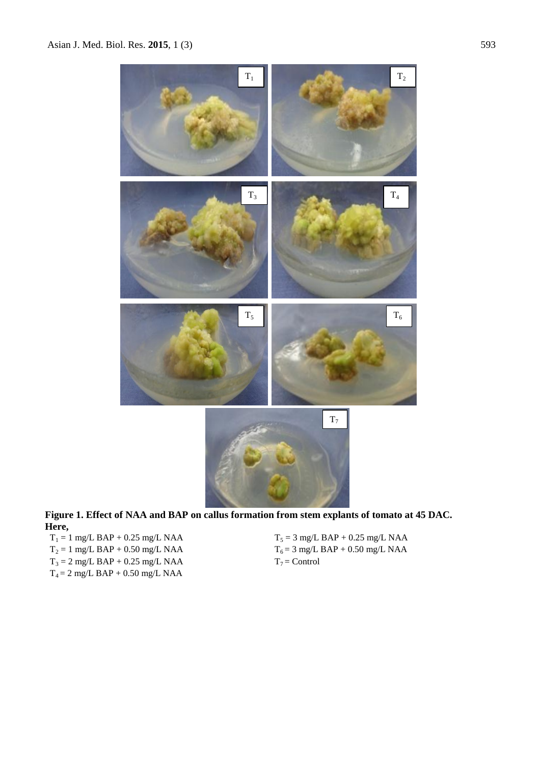**Figure 1. Effect of NAA and BAP on callus formation from stem explants of tomato at 45 DAC. Here,**

$T_1$ = 1 mg/L BAP + 0.25 mg/L NAA

$T_2$ = 1 mg/L BAP + 0.50 mg/L NAA

$T_3$ = 2 mg/L BAP + 0.25 mg/L NAA

$T_4$ = 2 mg/L BAP + 0.50 mg/L NAA

$T_5$ = 3 mg/L BAP + 0.25 mg/L NAA

$T_6$ = 3 mg/L BAP + 0.50 mg/L NAA

$T_7$ = Control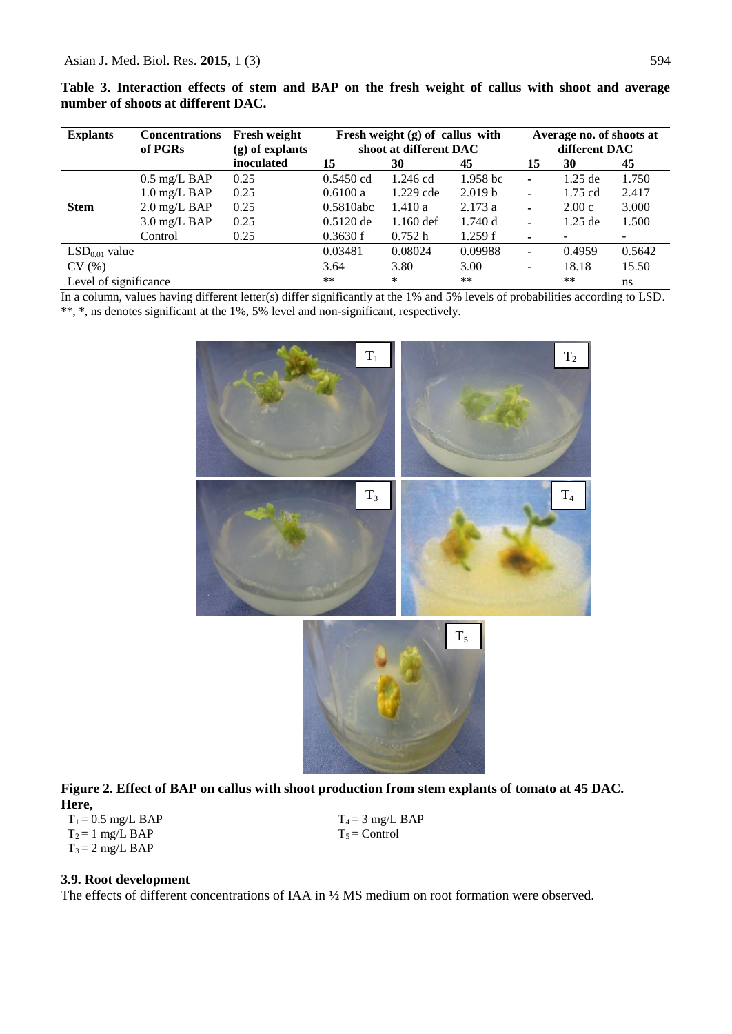**Table 3. Interaction effects of stem and BAP on the fresh weight of callus with shoot and average number of shoots at different DAC.**

| Explants | Concentrations of PGRs | Fresh weight (g) of explants inoculated | Fresh weight (g) of callus with shoot at different DAC | | | Average no. of shoots at different DAC | | |
|---|---|---|---|---|---|---|---|---|
| | | | 15 | 30 | 45 | 15 | 30 | 45 |
| Stem | 0.5 mg/L BAP | 0.25 | 0.5450 cd | 1.246 cd | 1.958 bc | - | 1.25 de | 1.750 |
| | 1.0 mg/L BAP | 0.25 | 0.6100 a | 1.229 cde | 2.019 b | - | 1.75 cd | 2.417 |
| | 2.0 mg/L BAP | 0.25 | 0.5810abc | 1.410 a | 2.173 a | - | 2.00 c | 3.000 |
| | 3.0 mg/L BAP | 0.25 | 0.5120 de | 1.160 def | 1.740 d | - | 1.25 de | 1.500 |
| | Control | 0.25 | 0.3630 f | 0.752 h | 1.259 f | - | - | - |
| $LSD_{0.01}$ value | | | 0.03481 | 0.08024 | 0.09988 | - | 0.4959 | 0.5642 |
| CV (%) | | | 3.64 | 3.80 | 3.00 | - | 18.18 | 15.50 |
| Level of significance | | | ** | * | ** | | ** | ns |

In a column, values having different letter(s) differ significantly at the 1% and 5% levels of probabilities according to LSD. **, *, ns denotes significant at the 1%, 5% level and non-significant, respectively.

**Figure 2. Effect of BAP on callus with shoot production from stem explants of tomato at 45 DAC. Here,**

$T_1$ = 0.5 mg/L BAP
$T_2$ = 1 mg/L BAP
$T_3$ = 2 mg/L BAP
$T_4$ = 3 mg/L BAP
$T_5$ = Control

### 3.9. Root development

The effects of different concentrations of IAA in ½ MS medium on root formation were observed.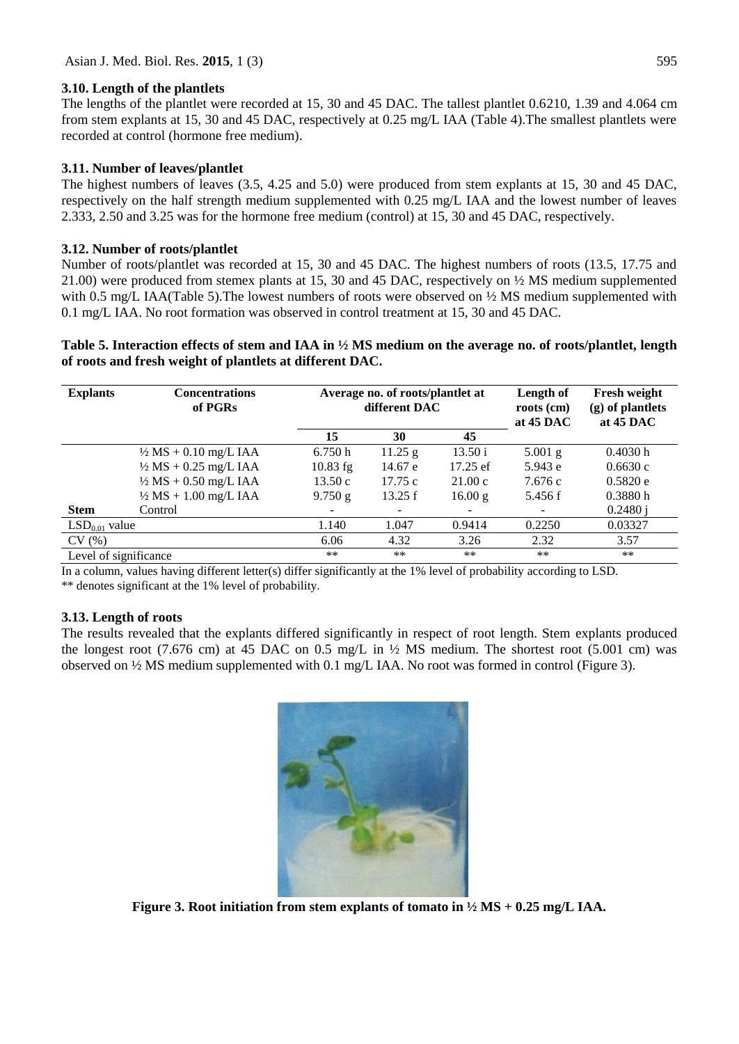### 3.10. Length of the plantlets

The lengths of the plantlet were recorded at 15, 30 and 45 DAC. The tallest plantlet 0.6210, 1.39 and 4.064 cm from stem explants at 15, 30 and 45 DAC, respectively at 0.25 mg/L IAA (Table 4).The smallest plantlets were recorded at control (hormone free medium).

### 3.11. Number of leaves/plantlet

The highest numbers of leaves (3.5, 4.25 and 5.0) were produced from stem explants at 15, 30 and 45 DAC, respectively on the half strength medium supplemented with 0.25 mg/L IAA and the lowest number of leaves 2.333, 2.50 and 3.25 was for the hormone free medium (control) at 15, 30 and 45 DAC, respectively.

### 3.12. Number of roots/plantlet

Number of roots/plantlet was recorded at 15, 30 and 45 DAC. The highest numbers of roots (13.5, 17.75 and 21.00) were produced from stemex plants at 15, 30 and 45 DAC, respectively on ½ MS medium supplemented with 0.5 mg/L IAA(Table 5).The lowest numbers of roots were observed on ½ MS medium supplemented with 0.1 mg/L IAA. No root formation was observed in control treatment at 15, 30 and 45 DAC.

**Table 5. Interaction effects of stem and IAA in ½ MS medium on the average no. of roots/plantlet, length of roots and fresh weight of plantlets at different DAC.**

| Explants | Concentrations of PGRs | Average no. of roots/plantlet at different DAC | | | Length of roots (cm) at 45 DAC | Fresh weight (g) of plantlets at 45 DAC |
|---|---|---|---|---|---|---|
| | | 15 | 30 | 45 | | |
| | ½ MS + 0.10 mg/L IAA | 6.750 h | 11.25 g | 13.50 i | 5.001 g | 0.4030 h |
| | ½ MS + 0.25 mg/L IAA | 10.83 fg | 14.67 e | 17.25 ef | 5.943 e | 0.6630 c |
| | ½ MS + 0.50 mg/L IAA | 13.50 c | 17.75 c | 21.00 c | 7.676 c | 0.5820 e |
| | ½ MS + 1.00 mg/L IAA | 9.750 g | 13.25 f | 16.00 g | 5.456 f | 0.3880 h |
| **Stem** | Control | - | - | - | - | 0.2480 j |
| $LSD_{0.01}$ value | | 1.140 | 1.047 | 0.9414 | 0.2250 | 0.03327 |
| CV (%) | | 6.06 | 4.32 | 3.26 | 2.32 | 3.57 |
| Level of significance | | ** | ** | ** | ** | ** |

In a column, values having different letter(s) differ significantly at the 1% level of probability according to LSD.
** denotes significant at the 1% level of probability.

### 3.13. Length of roots

The results revealed that the explants differed significantly in respect of root length. Stem explants produced the longest root (7.676 cm) at 45 DAC on 0.5 mg/L in ½ MS medium. The shortest root (5.001 cm) was observed on ½ MS medium supplemented with 0.1 mg/L IAA. No root was formed in control (Figure 3).

**Figure 3. Root initiation from stem explants of tomato in ½ MS + 0.25 mg/L IAA.**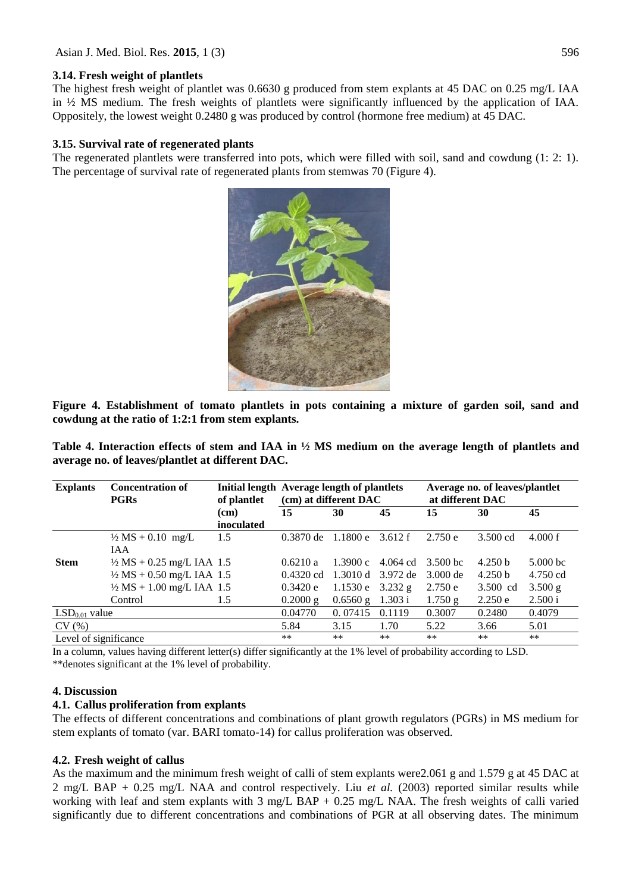### 3.14. Fresh weight of plantlets

The highest fresh weight of plantlet was 0.6630 g produced from stem explants at 45 DAC on 0.25 mg/L IAA in ½ MS medium. The fresh weights of plantlets were significantly influenced by the application of IAA. Oppositely, the lowest weight 0.2480 g was produced by control (hormone free medium) at 45 DAC.

### 3.15. Survival rate of regenerated plants

The regenerated plantlets were transferred into pots, which were filled with soil, sand and cowdung (1: 2: 1). The percentage of survival rate of regenerated plants from stemwas 70 (Figure 4).

**Figure 4. Establishment of tomato plantlets in pots containing a mixture of garden soil, sand and cowdung at the ratio of 1:2:1 from stem explants.**

**Table 4. Interaction effects of stem and IAA in ½ MS medium on the average length of plantlets and average no. of leaves/plantlet at different DAC.**

| Explants | Concentration of PGRs | Initial length of plantlet (cm) inoculated | Average length of plantlets (cm) at different DAC | | | Average no. of leaves/plantlet at different DAC | | |
|---|---|---|---|---|---|---|---|---|
| | | | 15 | 30 | 45 | 15 | 30 | 45 |
| Stem | ½ MS + 0.10 mg/L IAA | 1.5 | 0.3870 de | 1.1800 e | 3.612 f | 2.750 e | 3.500 cd | 4.000 f |
| | ½ MS + 0.25 mg/L IAA | 1.5 | 0.6210 a | 1.3900 c | 4.064 cd | 3.500 bc | 4.250 b | 5.000 bc |
| | ½ MS + 0.50 mg/L IAA | 1.5 | 0.4320 cd | 1.3010 d | 3.972 de | 3.000 de | 4.250 b | 4.750 cd |
| | ½ MS + 1.00 mg/L IAA | 1.5 | 0.3420 e | 1.1530 e | 3.232 g | 2.750 e | 3.500 cd | 3.500 g |
| | Control | 1.5 | 0.2000 g | 0.6560 g | 1.303 i | 1.750 g | 2.250 e | 2.500 i |
| $LSD_{0.01}$ value | | | 0.04770 | 0. 07415 | 0.1119 | 0.3007 | 0.2480 | 0.4079 |
| CV (%) | | | 5.84 | 3.15 | 1.70 | 5.22 | 3.66 | 5.01 |
| Level of significance | | | ** | ** | ** | ** | ** | ** |

In a column, values having different letter(s) differ significantly at the 1% level of probability according to LSD.
**denotes significant at the 1% level of probability.

## 4. Discussion

### 4.1. Callus proliferation from explants

The effects of different concentrations and combinations of plant growth regulators (PGRs) in MS medium for stem explants of tomato (var. BARI tomato-14) for callus proliferation was observed.

### 4.2. Fresh weight of callus

As the maximum and the minimum fresh weight of calli of stem explants were2.061 g and 1.579 g at 45 DAC at 2 mg/L BAP + 0.25 mg/L NAA and control respectively. Liu *et al.* (2003) reported similar results while working with leaf and stem explants with 3 mg/L BAP + 0.25 mg/L NAA. The fresh weights of calli varied significantly due to different concentrations and combinations of PGR at all observing dates. The minimum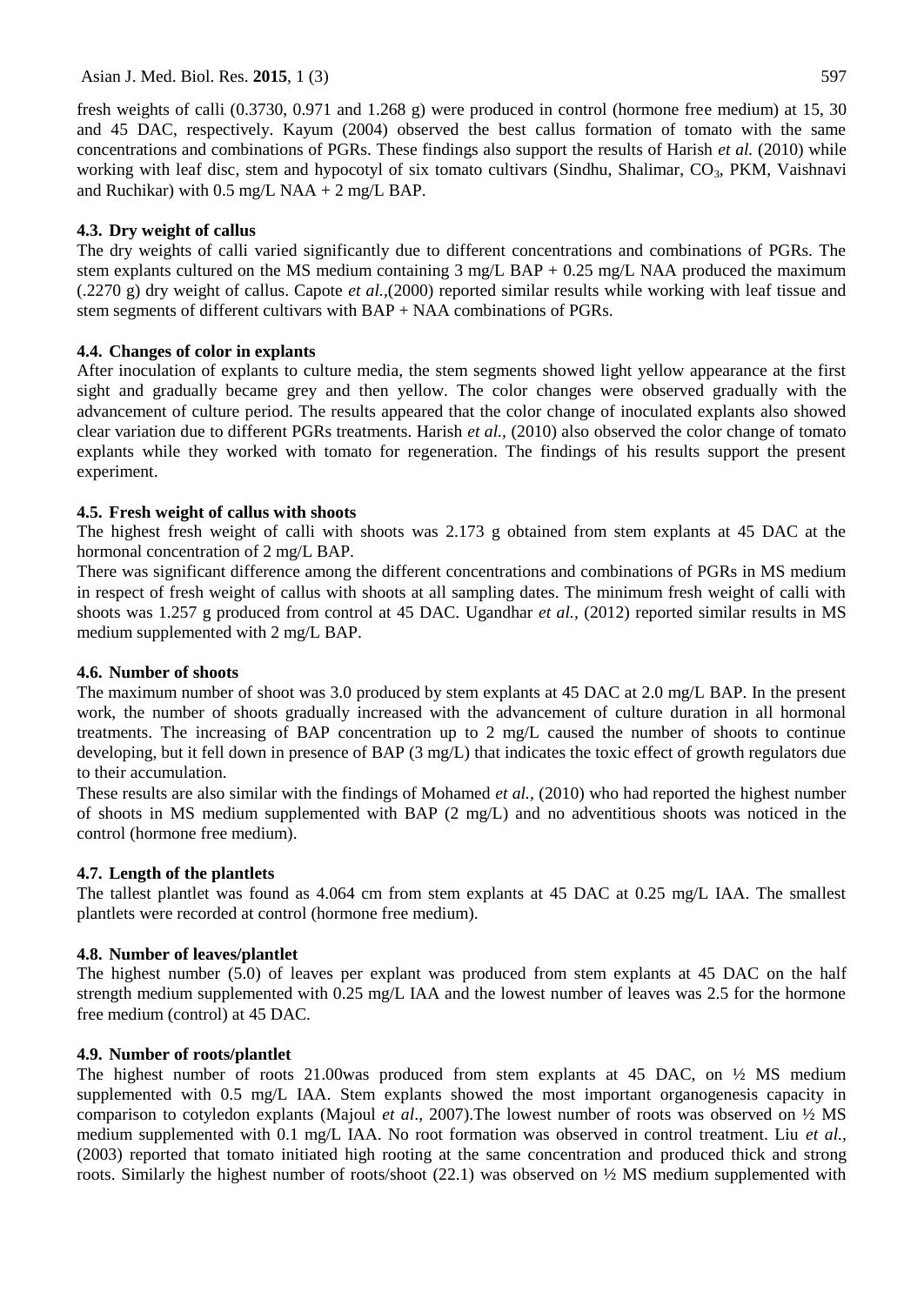fresh weights of calli (0.3730, 0.971 and 1.268 g) were produced in control (hormone free medium) at 15, 30 and 45 DAC, respectively. Kayum (2004) observed the best callus formation of tomato with the same concentrations and combinations of PGRs. These findings also support the results of Harish *et al.* (2010) while working with leaf disc, stem and hypocotyl of six tomato cultivars (Sindhu, Shalimar, $CO_3$, PKM, Vaishnavi and Ruchikar) with 0.5 mg/L NAA + 2 mg/L BAP.

### 4.3. Dry weight of callus

The dry weights of calli varied significantly due to different concentrations and combinations of PGRs. The stem explants cultured on the MS medium containing 3 mg/L BAP + 0.25 mg/L NAA produced the maximum (.2270 g) dry weight of callus. Capote *et al.*,(2000) reported similar results while working with leaf tissue and stem segments of different cultivars with BAP + NAA combinations of PGRs.

### 4.4. Changes of color in explants

After inoculation of explants to culture media, the stem segments showed light yellow appearance at the first sight and gradually became grey and then yellow. The color changes were observed gradually with the advancement of culture period. The results appeared that the color change of inoculated explants also showed clear variation due to different PGRs treatments. Harish *et al.*, (2010) also observed the color change of tomato explants while they worked with tomato for regeneration. The findings of his results support the present experiment.

### 4.5. Fresh weight of callus with shoots

The highest fresh weight of calli with shoots was 2.173 g obtained from stem explants at 45 DAC at the hormonal concentration of 2 mg/L BAP.

There was significant difference among the different concentrations and combinations of PGRs in MS medium in respect of fresh weight of callus with shoots at all sampling dates. The minimum fresh weight of calli with shoots was 1.257 g produced from control at 45 DAC. Ugandhar *et al.*, (2012) reported similar results in MS medium supplemented with 2 mg/L BAP.

### 4.6. Number of shoots

The maximum number of shoot was 3.0 produced by stem explants at 45 DAC at 2.0 mg/L BAP. In the present work, the number of shoots gradually increased with the advancement of culture duration in all hormonal treatments. The increasing of BAP concentration up to 2 mg/L caused the number of shoots to continue developing, but it fell down in presence of BAP (3 mg/L) that indicates the toxic effect of growth regulators due to their accumulation.

These results are also similar with the findings of Mohamed *et al.*, (2010) who had reported the highest number of shoots in MS medium supplemented with BAP (2 mg/L) and no adventitious shoots was noticed in the control (hormone free medium).

### 4.7. Length of the plantlets

The tallest plantlet was found as 4.064 cm from stem explants at 45 DAC at 0.25 mg/L IAA. The smallest plantlets were recorded at control (hormone free medium).

### 4.8. Number of leaves/plantlet

The highest number (5.0) of leaves per explant was produced from stem explants at 45 DAC on the half strength medium supplemented with 0.25 mg/L IAA and the lowest number of leaves was 2.5 for the hormone free medium (control) at 45 DAC.

### 4.9. Number of roots/plantlet

The highest number of roots 21.00was produced from stem explants at 45 DAC, on ½ MS medium supplemented with 0.5 mg/L IAA. Stem explants showed the most important organogenesis capacity in comparison to cotyledon explants (Majoul *et al*., 2007).The lowest number of roots was observed on ½ MS medium supplemented with 0.1 mg/L IAA. No root formation was observed in control treatment. Liu *et al.*, (2003) reported that tomato initiated high rooting at the same concentration and produced thick and strong roots. Similarly the highest number of roots/shoot (22.1) was observed on ½ MS medium supplemented with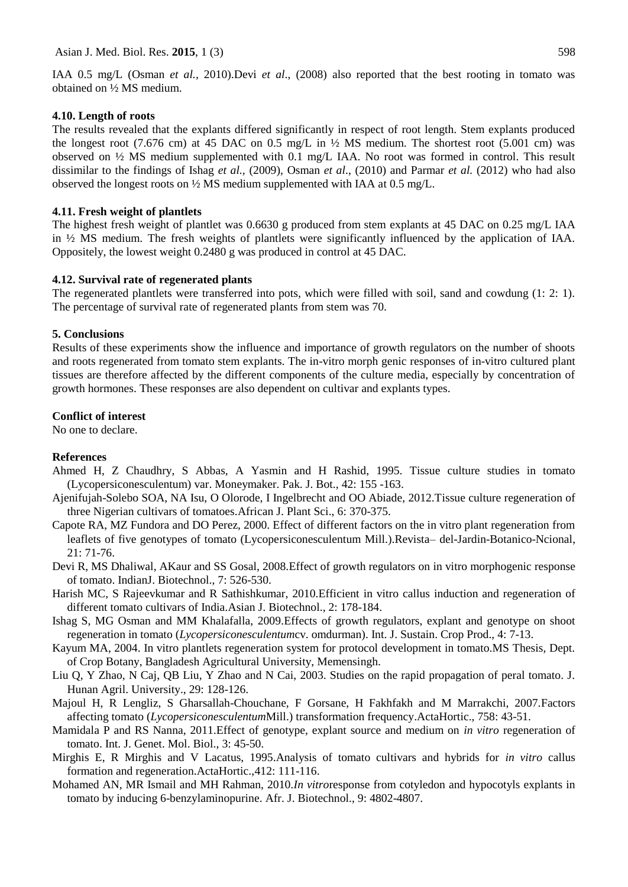IAA 0.5 mg/L (Osman *et al.,* 2010).Devi *et al*., (2008) also reported that the best rooting in tomato was obtained on ½ MS medium.

### 4.10. Length of roots

The results revealed that the explants differed significantly in respect of root length. Stem explants produced the longest root (7.676 cm) at 45 DAC on 0.5 mg/L in ½ MS medium. The shortest root (5.001 cm) was observed on ½ MS medium supplemented with 0.1 mg/L IAA. No root was formed in control. This result dissimilar to the findings of Ishag *et al.,* (2009), Osman *et al*., (2010) and Parmar *et al.* (2012) who had also observed the longest roots on ½ MS medium supplemented with IAA at 0.5 mg/L.

### 4.11. Fresh weight of plantlets

The highest fresh weight of plantlet was 0.6630 g produced from stem explants at 45 DAC on 0.25 mg/L IAA in ½ MS medium. The fresh weights of plantlets were significantly influenced by the application of IAA. Oppositely, the lowest weight 0.2480 g was produced in control at 45 DAC.

### 4.12. Survival rate of regenerated plants

The regenerated plantlets were transferred into pots, which were filled with soil, sand and cowdung (1: 2: 1). The percentage of survival rate of regenerated plants from stem was 70.

## 5. Conclusions

Results of these experiments show the influence and importance of growth regulators on the number of shoots and roots regenerated from tomato stem explants. The in-vitro morph genic responses of in-vitro cultured plant tissues are therefore affected by the different components of the culture media, especially by concentration of growth hormones. These responses are also dependent on cultivar and explants types.

## Conflict of interest

No one to declare.

## References

Ahmed H, Z Chaudhry, S Abbas, A Yasmin and H Rashid, 1995. Tissue culture studies in tomato (Lycopersiconesculentum) var. Moneymaker. Pak. J. Bot., 42: 155 -163.

Ajenifujah-Solebo SOA, NA Isu, O Olorode, I Ingelbrecht and OO Abiade, 2012.Tissue culture regeneration of three Nigerian cultivars of tomatoes.African J. Plant Sci., 6: 370-375.

Capote RA, MZ Fundora and DO Perez, 2000. Effect of different factors on the in vitro plant regeneration from leaflets of five genotypes of tomato (Lycopersiconesculentum Mill.).Revista– del-Jardin-Botanico-Ncional, 21: 71-76.

Devi R, MS Dhaliwal, AKaur and SS Gosal, 2008.Effect of growth regulators on in vitro morphogenic response of tomato. IndianJ. Biotechnol., 7: 526-530.

Harish MC, S Rajeevkumar and R Sathishkumar, 2010.Efficient in vitro callus induction and regeneration of different tomato cultivars of India.Asian J. Biotechnol., 2: 178-184.

Ishag S, MG Osman and MM Khalafalla, 2009.Effects of growth regulators, explant and genotype on shoot regeneration in tomato (*Lycopersiconesculentum*cv. omdurman). Int. J. Sustain. Crop Prod., 4: 7-13.

Kayum MA, 2004. In vitro plantlets regeneration system for protocol development in tomato.MS Thesis, Dept. of Crop Botany, Bangladesh Agricultural University, Memensingh.

Liu Q, Y Zhao, N Caj, QB Liu, Y Zhao and N Cai, 2003. Studies on the rapid propagation of peral tomato. J. Hunan Agril. University., 29: 128-126.

Majoul H, R Lengliz, S Gharsallah-Chouchane, F Gorsane, H Fakhfakh and M Marrakchi, 2007.Factors affecting tomato (*Lycopersiconesculentum*Mill.) transformation frequency.ActaHortic., 758: 43-51.

Mamidala P and RS Nanna, 2011.Effect of genotype, explant source and medium on *in vitro* regeneration of tomato. Int. J. Genet. Mol. Biol., 3: 45-50.

Mirghis E, R Mirghis and V Lacatus, 1995.Analysis of tomato cultivars and hybrids for *in vitro* callus formation and regeneration.ActaHortic.,412: 111-116.

Mohamed AN, MR Ismail and MH Rahman, 2010.*In vitro*response from cotyledon and hypocotyls explants in tomato by inducing 6-benzylaminopurine. Afr. J. Biotechnol., 9: 4802-4807.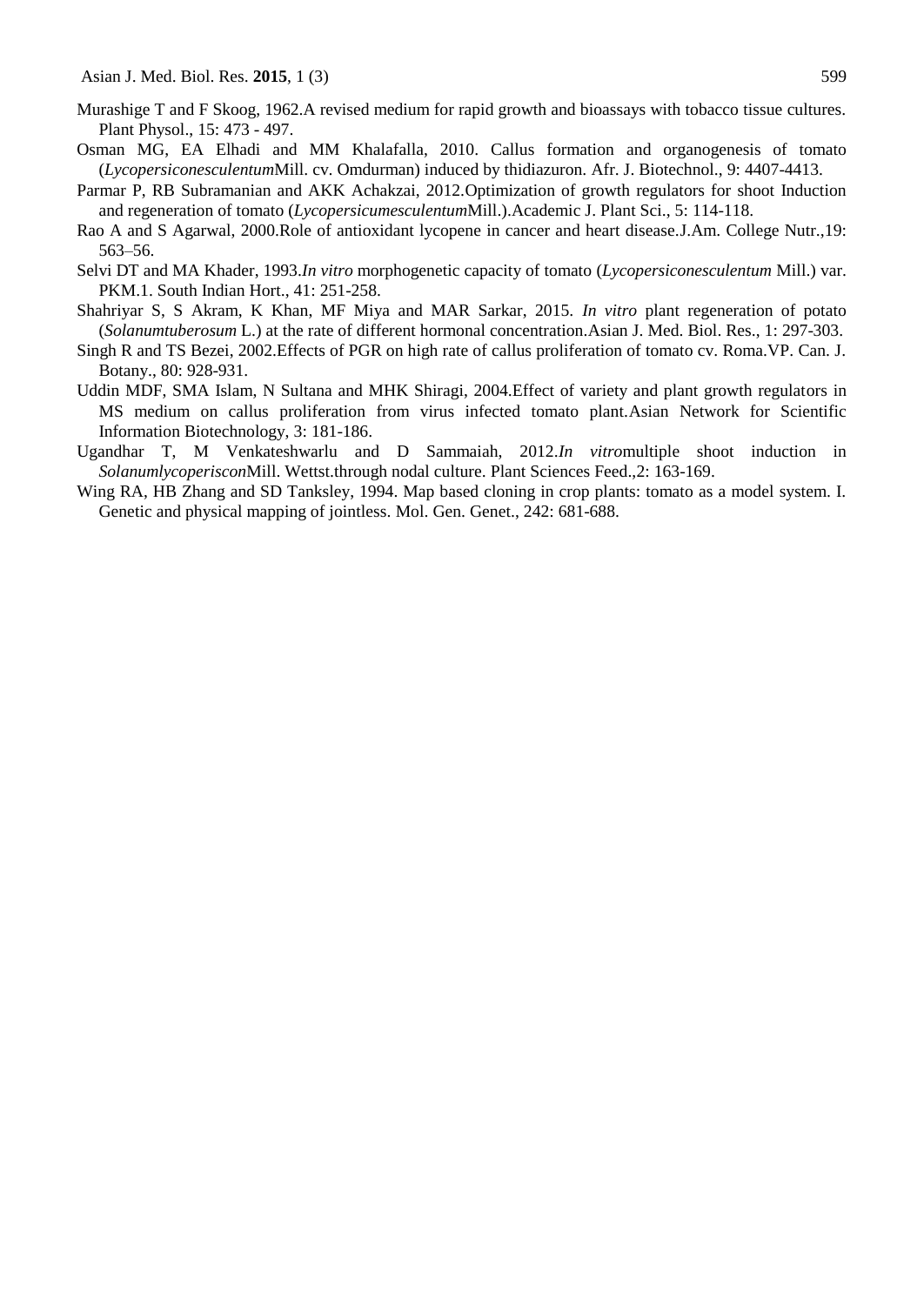Murashige T and F Skoog, 1962.A revised medium for rapid growth and bioassays with tobacco tissue cultures. Plant Physol., 15: 473 - 497.

Osman MG, EA Elhadi and MM Khalafalla, 2010. Callus formation and organogenesis of tomato (*Lycopersiconesculentum*Mill. cv. Omdurman) induced by thidiazuron. Afr. J. Biotechnol., 9: 4407-4413.

Parmar P, RB Subramanian and AKK Achakzai, 2012.Optimization of growth regulators for shoot Induction and regeneration of tomato (*Lycopersicumesculentum*Mill.).Academic J. Plant Sci., 5: 114-118.

Rao A and S Agarwal, 2000.Role of antioxidant lycopene in cancer and heart disease.J.Am. College Nutr.,19: 563–56.

Selvi DT and MA Khader, 1993.*In vitro* morphogenetic capacity of tomato (*Lycopersiconesculentum* Mill.) var. PKM.1. South Indian Hort., 41: 251-258.

Shahriyar S, S Akram, K Khan, MF Miya and MAR Sarkar, 2015. *In vitro* plant regeneration of potato (*Solanumtuberosum* L.) at the rate of different hormonal concentration.Asian J. Med. Biol. Res., 1: 297-303.

Singh R and TS Bezei, 2002.Effects of PGR on high rate of callus proliferation of tomato cv. Roma.VP. Can. J. Botany., 80: 928-931.

Uddin MDF, SMA Islam, N Sultana and MHK Shiragi, 2004.Effect of variety and plant growth regulators in MS medium on callus proliferation from virus infected tomato plant.Asian Network for Scientific Information Biotechnology, 3: 181-186.

Ugandhar T, M Venkateshwarlu and D Sammaiah, 2012.*In vitro*multiple shoot induction in *Solanumlycoperiscon*Mill. Wettst.through nodal culture. Plant Sciences Feed.,2: 163-169.

Wing RA, HB Zhang and SD Tanksley, 1994. Map based cloning in crop plants: tomato as a model system. I. Genetic and physical mapping of jointless. Mol. Gen. Genet., 242: 681-688.